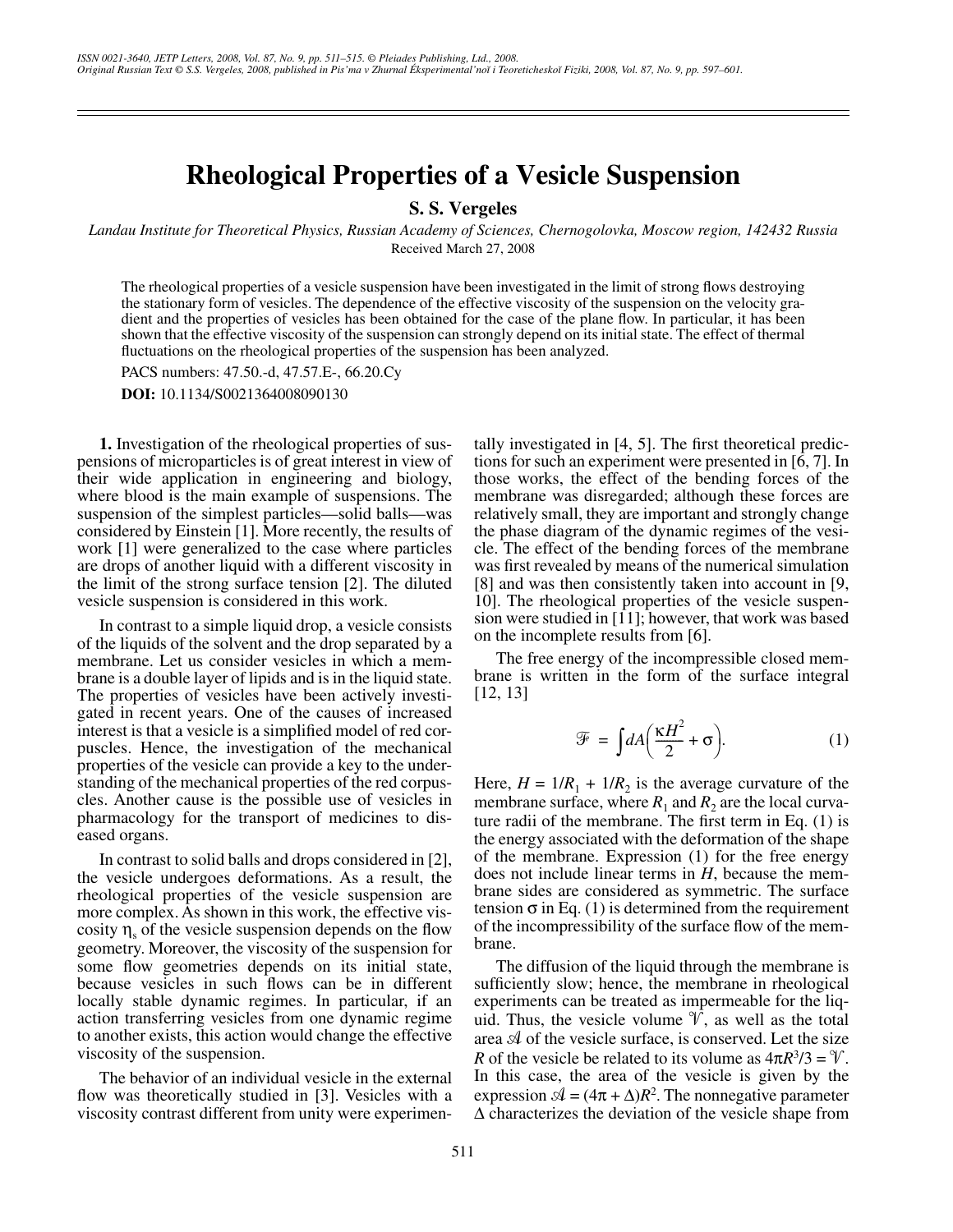# Rheological Properties of a Vesicle Suspension

**S. S. Vergeles**

*Landau Institute for Theoretical Physics, Russian Academy of Sciences, Chernogolovka, Moscow region, 142432 Russia*

Received March 27, 2008

The rheological properties of a vesicle suspension have been investigated in the limit of strong flows destroying the stationary form of vesicles. The dependence of the effective viscosity of the suspension on the velocity gradient and the properties of vesicles has been obtained for the case of the plane flow. In particular, it has been shown that the effective viscosity of the suspension can strongly depend on its initial state. The effect of thermal fluctuations on the rheological properties of the suspension has been analyzed.

PACS numbers: 47.50.-d, 47.57.E-, 66.20.Cy

**DOI:** 10.1134/S0021364008090130

**1.** Investigation of the rheological properties of suspensions of microparticles is of great interest in view of their wide application in engineering and biology, where blood is the main example of suspensions. The suspension of the simplest particles—solid balls—was considered by Einstein [1]. More recently, the results of work [1] were generalized to the case where particles are drops of another liquid with a different viscosity in the limit of the strong surface tension [2]. The diluted vesicle suspension is considered in this work.

In contrast to a simple liquid drop, a vesicle consists of the liquids of the solvent and the drop separated by a membrane. Let us consider vesicles in which a membrane is a double layer of lipids and is in the liquid state. The properties of vesicles have been actively investigated in recent years. One of the causes of increased interest is that a vesicle is a simplified model of red corpuscles. Hence, the investigation of the mechanical properties of the vesicle can provide a key to the understanding of the mechanical properties of the red corpuscles. Another cause is the possible use of vesicles in pharmacology for the transport of medicines to diseased organs.

In contrast to solid balls and drops considered in [2], the vesicle undergoes deformations. As a result, the rheological properties of the vesicle suspension are more complex. As shown in this work, the effective viscosity $\eta_s$ of the vesicle suspension depends on the flow geometry. Moreover, the viscosity of the suspension for some flow geometries depends on its initial state, because vesicles in such flows can be in different locally stable dynamic regimes. In particular, if an action transferring vesicles from one dynamic regime to another exists, this action would change the effective viscosity of the suspension.

The behavior of an individual vesicle in the external flow was theoretically studied in [3]. Vesicles with a viscosity contrast different from unity were experimentally investigated in [4, 5]. The first theoretical predictions for such an experiment were presented in [6, 7]. In those works, the effect of the bending forces of the membrane was disregarded; although these forces are relatively small, they are important and strongly change the phase diagram of the dynamic regimes of the vesicle. The effect of the bending forces of the membrane was first revealed by means of the numerical simulation [8] and was then consistently taken into account in [9, 10]. The rheological properties of the vesicle suspension were studied in [11]; however, that work was based on the incomplete results from [6].

The free energy of the incompressible closed membrane is written in the form of the surface integral [12, 13]

$$\mathcal{F} = \int dA\left(\frac{\kappa H^2}{2} + \sigma\right). \tag{1}$$

Here, $H = 1/R_1 + 1/R_2$ is the average curvature of the membrane surface, where $R_1$ and $R_2$ are the local curvature radii of the membrane. The first term in Eq. (1) is the energy associated with the deformation of the shape of the membrane. Expression (1) for the free energy does not include linear terms in $H$, because the membrane sides are considered as symmetric. The surface tension $\sigma$ in Eq. (1) is determined from the requirement of the incompressibility of the surface flow of the membrane.

The diffusion of the liquid through the membrane is sufficiently slow; hence, the membrane in rheological experiments can be treated as impermeable for the liquid. Thus, the vesicle volume $\mathcal{V}$, as well as the total area $\mathcal{A}$ of the vesicle surface, is conserved. Let the size $R$ of the vesicle be related to its volume as $4\pi R^3/3 = \mathcal{V}$. In this case, the area of the vesicle is given by the expression $\mathcal{A} = (4\pi + \Delta)R^2$. The nonnegative parameter $\Delta$ characterizes the deviation of the vesicle shape from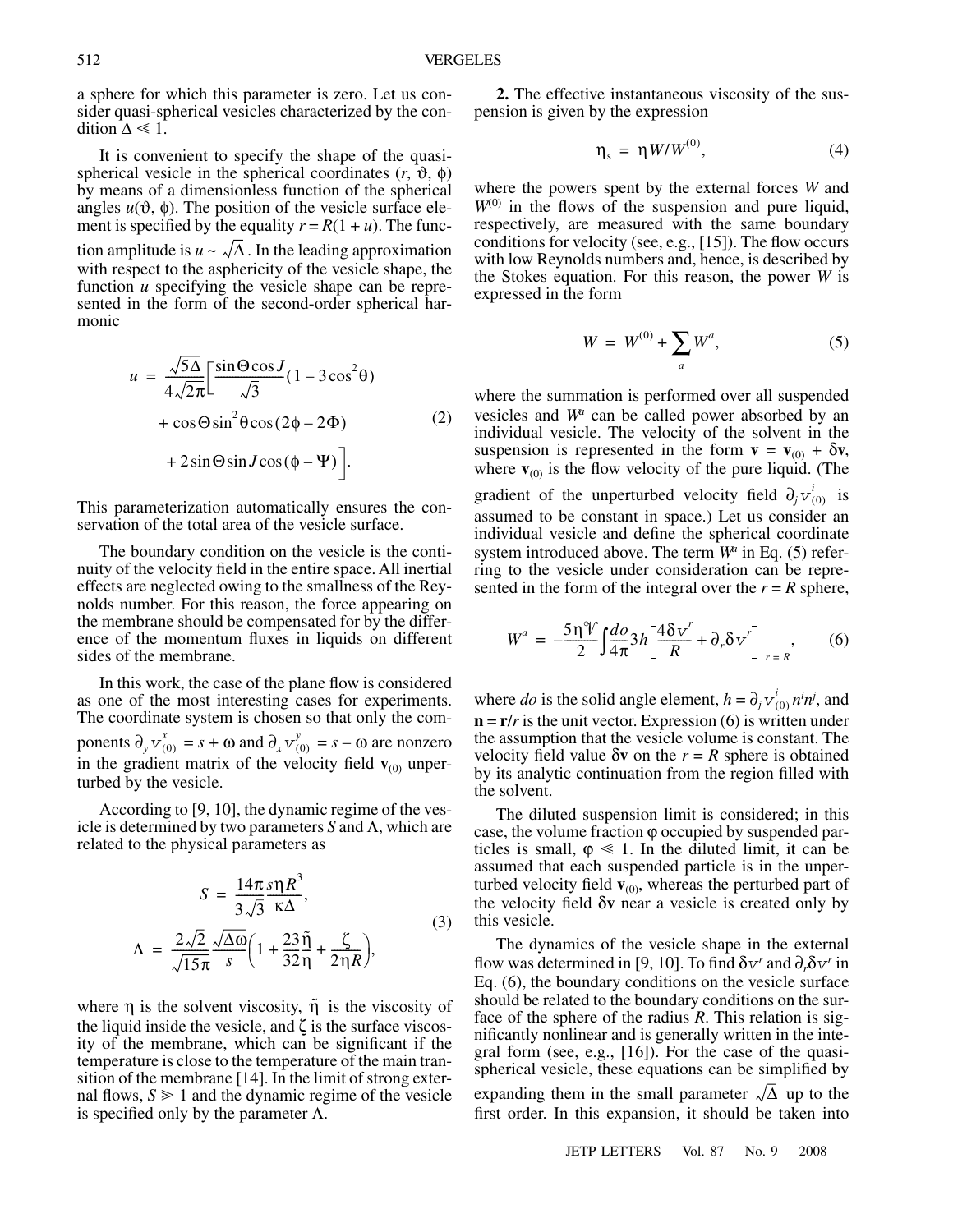a sphere for which this parameter is zero. Let us consider quasi-spherical vesicles characterized by the condition $\Delta \ll 1$.

It is convenient to specify the shape of the quasi-spherical vesicle in the spherical coordinates $(r, \vartheta, \phi)$ by means of a dimensionless function of the spherical angles $u(\vartheta, \phi)$. The position of the vesicle surface element is specified by the equality $r = R(1 + u)$. The function amplitude is $u \sim \sqrt{\Delta}$. In the leading approximation with respect to the asphericity of the vesicle shape, the function $u$ specifying the vesicle shape can be represented in the form of the second-order spherical harmonic

$$u = \frac{\sqrt{5\Delta}}{4\sqrt{2\pi}}\Big[\frac{\sin\Theta\cos J}{\sqrt{3}}(1 - 3\cos^2\theta) + \cos\Theta\sin^2\theta\cos(2\phi - 2\Phi) + 2\sin\Theta\sin J\cos(\phi - \Psi)\Big]. \tag{2}$$

This parameterization automatically ensures the conservation of the total area of the vesicle surface.

The boundary condition on the vesicle is the continuity of the velocity field in the entire space. All inertial effects are neglected owing to the smallness of the Reynolds number. For this reason, the force appearing on the membrane should be compensated for by the difference of the momentum fluxes in liquids on different sides of the membrane.

In this work, the case of the plane flow is considered as one of the most interesting cases for experiments. The coordinate system is chosen so that only the components $\partial_y v^x_{(0)} = s + \omega$ and $\partial_x v^y_{(0)} = s - \omega$ are nonzero in the gradient matrix of the velocity field $\mathbf{v}_{(0)}$ unperturbed by the vesicle.

According to [9, 10], the dynamic regime of the vesicle is determined by two parameters $S$ and $\Lambda$, which are related to the physical parameters as

$$S = \frac{14\pi}{3\sqrt{3}}\frac{s\eta R^3}{\kappa\Delta},$$
$$\Lambda = \frac{2\sqrt{2}}{\sqrt{15\pi}}\frac{\sqrt{\Delta}\omega}{s}\Big(1 + \frac{23}{32}\frac{\tilde{\eta}}{\eta} + \frac{\zeta}{2\eta R}\Big), \tag{3}$$

where $\eta$ is the solvent viscosity, $\tilde{\eta}$ is the viscosity of the liquid inside the vesicle, and $\zeta$ is the surface viscosity of the membrane, which can be significant if the temperature is close to the temperature of the main transition of the membrane [14]. In the limit of strong external flows, $S \gg 1$ and the dynamic regime of the vesicle is specified only by the parameter $\Lambda$.

**2.** The effective instantaneous viscosity of the suspension is given by the expression

$$\eta_s = \eta W/W^{(0)}, \tag{4}$$

where the powers spent by the external forces $W$ and $W^{(0)}$ in the flows of the suspension and pure liquid, respectively, are measured with the same boundary conditions for velocity (see, e.g., [15]). The flow occurs with low Reynolds numbers and, hence, is described by the Stokes equation. For this reason, the power $W$ is expressed in the form

$$W = W^{(0)} + \sum_a W^a, \tag{5}$$

where the summation is performed over all suspended vesicles and $W^a$ can be called power absorbed by an individual vesicle. The velocity of the solvent in the suspension is represented in the form $\mathbf{v} = \mathbf{v}_{(0)} + \delta\mathbf{v}$, where $\mathbf{v}_{(0)}$ is the flow velocity of the pure liquid. (The gradient of the unperturbed velocity field $\partial_j v^i_{(0)}$ is assumed to be constant in space.) Let us consider an individual vesicle and define the spherical coordinate system introduced above. The term $W^a$ in Eq. (5) referring to the vesicle under consideration can be represented in the form of the integral over the $r = R$ sphere,

$$W^a = -\frac{5\eta\mathcal{V}}{2}\int\frac{do}{4\pi}3h\Big[\frac{4\delta v^r}{R} + \partial_r\delta v^r\Big]\Big|_{r=R}, \tag{6}$$

where $do$ is the solid angle element, $h = \partial_j v^i_{(0)} n^i n^j$, and $\mathbf{n} = \mathbf{r}/r$ is the unit vector. Expression (6) is written under the assumption that the vesicle volume is constant. The velocity field value $\delta\mathbf{v}$ on the $r = R$ sphere is obtained by its analytic continuation from the region filled with the solvent.

The diluted suspension limit is considered; in this case, the volume fraction $\varphi$ occupied by suspended particles is small, $\varphi \ll 1$. In the diluted limit, it can be assumed that each suspended particle is in the unperturbed velocity field $\mathbf{v}_{(0)}$, whereas the perturbed part of the velocity field $\delta\mathbf{v}$ near a vesicle is created only by this vesicle.

The dynamics of the vesicle shape in the external flow was determined in [9, 10]. To find $\delta v^r$ and $\partial_r\delta v^r$ in Eq. (6), the boundary conditions on the vesicle surface should be related to the boundary conditions on the surface of the sphere of the radius $R$. This relation is significantly nonlinear and is generally written in the integral form (see, e.g., [16]). For the case of the quasi-spherical vesicle, these equations can be simplified by expanding them in the small parameter $\sqrt{\Delta}$ up to the first order. In this expansion, it should be taken into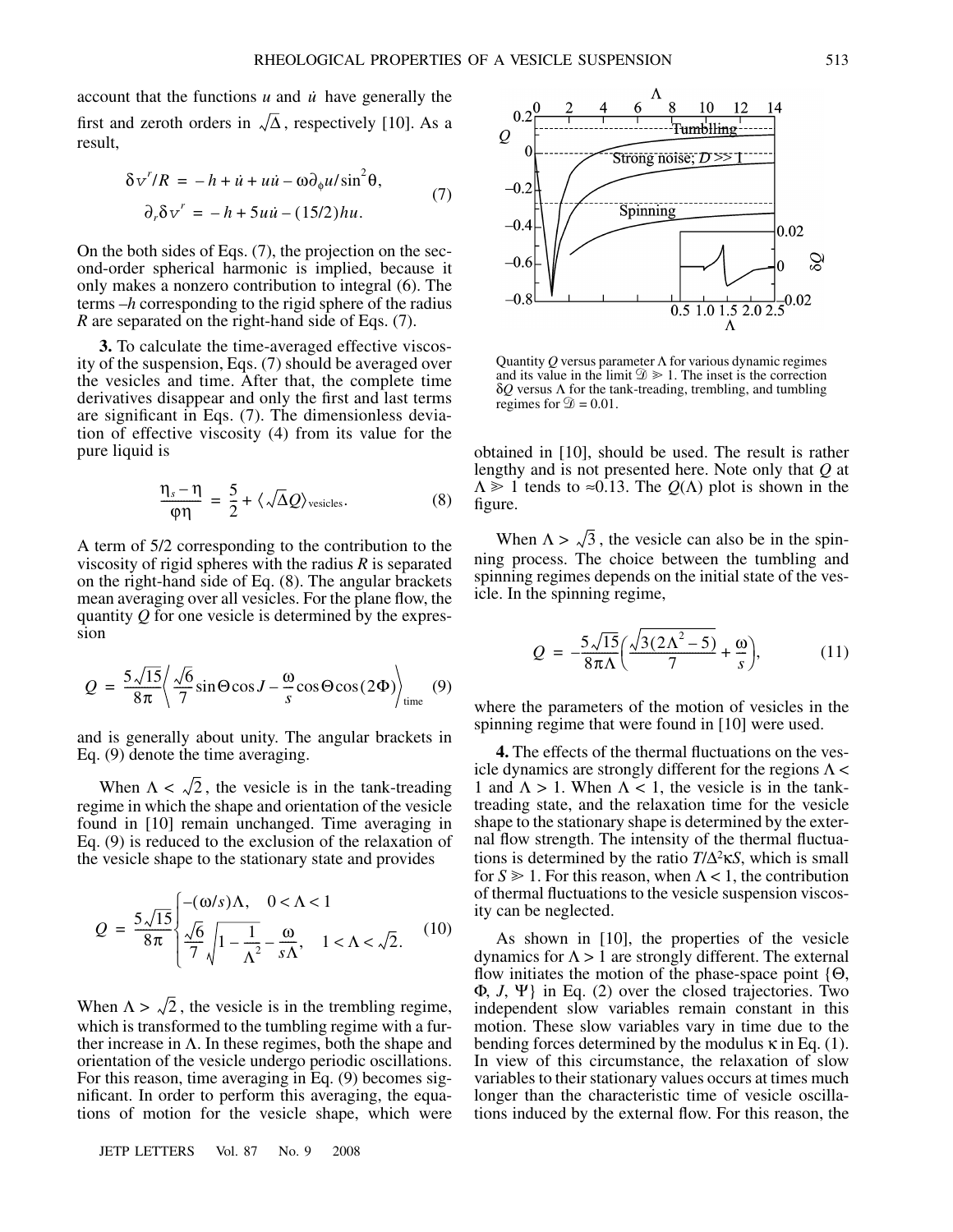account that the functions $u$ and $\dot{u}$ have generally the first and zeroth orders in $\sqrt{\Delta}$, respectively [10]. As a result,

$$\delta v^r/R = -h + \dot{u} + u\dot{u} - \omega\partial_\phi u/\sin^2\theta,$$
$$\partial_r \delta v^r = -h + 5u\dot{u} - (15/2)hu. \tag{7}$$

On the both sides of Eqs. (7), the projection on the second-order spherical harmonic is implied, because it only makes a nonzero contribution to integral (6). The terms $-h$ corresponding to the rigid sphere of the radius $R$ are separated on the right-hand side of Eqs. (7).

**3.** To calculate the time-averaged effective viscosity of the suspension, Eqs. (7) should be averaged over the vesicles and time. After that, the complete time derivatives disappear and only the first and last terms are significant in Eqs. (7). The dimensionless deviation of effective viscosity (4) from its value for the pure liquid is

$$\frac{\eta_s - \eta}{\varphi\eta} = \frac{5}{2} + \langle\sqrt{\Delta}Q\rangle_{\text{vesicles}}. \tag{8}$$

A term of 5/2 corresponding to the contribution to the viscosity of rigid spheres with the radius $R$ is separated on the right-hand side of Eq. (8). The angular brackets mean averaging over all vesicles. For the plane flow, the quantity $Q$ for one vesicle is determined by the expression

$$Q = \frac{5\sqrt{15}}{8\pi}\left\langle\frac{\sqrt{6}}{7}\sin\Theta\cos J - \frac{\omega}{s}\cos\Theta\cos(2\Phi)\right\rangle_{\text{time}} \tag{9}$$

and is generally about unity. The angular brackets in Eq. (9) denote the time averaging.

When $\Lambda < \sqrt{2}$, the vesicle is in the tank-treading regime in which the shape and orientation of the vesicle found in [10] remain unchanged. Time averaging in Eq. (9) is reduced to the exclusion of the relaxation of the vesicle shape to the stationary state and provides

$$Q = \frac{5\sqrt{15}}{8\pi}\begin{cases} -(\omega/s)\Lambda, & 0 < \Lambda < 1 \\ \dfrac{\sqrt{6}}{7}\sqrt{1 - \dfrac{1}{\Lambda^2}} - \dfrac{\omega}{s\Lambda}, & 1 < \Lambda < \sqrt{2}. \end{cases} \tag{10}$$

When $\Lambda > \sqrt{2}$, the vesicle is in the trembling regime, which is transformed to the tumbling regime with a further increase in $\Lambda$. In these regimes, both the shape and orientation of the vesicle undergo periodic oscillations. For this reason, time averaging in Eq. (9) becomes significant. In order to perform this averaging, the equations of motion for the vesicle shape, which were obtained in [10], should be used. The result is rather lengthy and is not presented here. Note only that $Q$ at $\Lambda \gg 1$ tends to ≈0.13. The $Q(\Lambda)$ plot is shown in the figure.

Quantity $Q$ versus parameter $\Lambda$ for various dynamic regimes and its value in the limit $\mathcal{D} \gg 1$. The inset is the correction $\delta Q$ versus $\Lambda$ for the tank-treading, trembling, and tumbling regimes for $\mathcal{D} = 0.01$.

When $\Lambda > \sqrt{3}$, the vesicle can also be in the spinning process. The choice between the tumbling and spinning regimes depends on the initial state of the vesicle. In the spinning regime,

$$Q = -\frac{5\sqrt{15}}{8\pi\Lambda}\left(\frac{\sqrt{3(2\Lambda^2 - 5)}}{7} + \frac{\omega}{s}\right), \tag{11}$$

where the parameters of the motion of vesicles in the spinning regime that were found in [10] were used.

**4.** The effects of the thermal fluctuations on the vesicle dynamics are strongly different for the regions $\Lambda < 1$ and $\Lambda > 1$. When $\Lambda < 1$, the vesicle is in the tank-treading state, and the relaxation time for the vesicle shape to the stationary shape is determined by the external flow strength. The intensity of the thermal fluctuations is determined by the ratio $T/\Delta^2\kappa S$, which is small for $S \gg 1$. For this reason, when $\Lambda < 1$, the contribution of thermal fluctuations to the vesicle suspension viscosity can be neglected.

As shown in [10], the properties of the vesicle dynamics for $\Lambda > 1$ are strongly different. The external flow initiates the motion of the phase-space point $\{\Theta, \Phi, J, \Psi\}$ in Eq. (2) over the closed trajectories. Two independent slow variables remain constant in this motion. These slow variables vary in time due to the bending forces determined by the modulus $\kappa$ in Eq. (1). In view of this circumstance, the relaxation of slow variables to their stationary values occurs at times much longer than the characteristic time of vesicle oscillations induced by the external flow. For this reason, the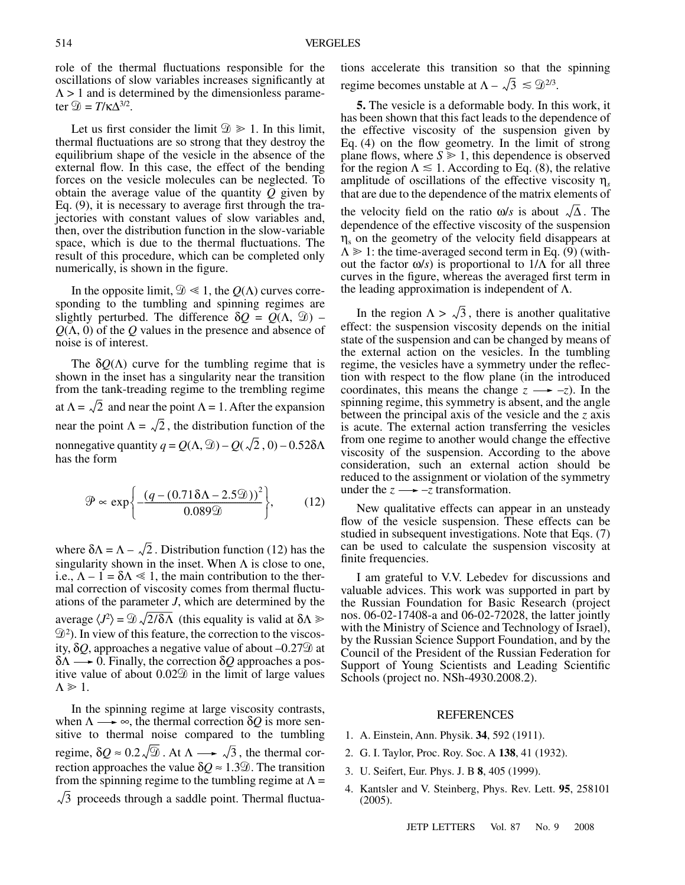role of the thermal fluctuations responsible for the oscillations of slow variables increases significantly at $\Lambda > 1$ and is determined by the dimensionless parameter $\mathcal{D} = T/\kappa\Delta^{3/2}$.

Let us first consider the limit $\mathcal{D} \gg 1$. In this limit, thermal fluctuations are so strong that they destroy the equilibrium shape of the vesicle in the absence of the external flow. In this case, the effect of the bending forces on the vesicle molecules can be neglected. To obtain the average value of the quantity $Q$ given by Eq. (9), it is necessary to average first through the trajectories with constant values of slow variables and, then, over the distribution function in the slow-variable space, which is due to the thermal fluctuations. The result of this procedure, which can be completed only numerically, is shown in the figure.

In the opposite limit, $\mathcal{D} \ll 1$, the $Q(\Lambda)$ curves corresponding to the tumbling and spinning regimes are slightly perturbed. The difference $\delta Q = Q(\Lambda, \mathcal{D}) - Q(\Lambda, 0)$ of the $Q$ values in the presence and absence of noise is of interest.

The $\delta Q(\Lambda)$ curve for the tumbling regime that is shown in the inset has a singularity near the transition from the tank-treading regime to the trembling regime at $\Lambda = \sqrt{2}$ and near the point $\Lambda = 1$. After the expansion near the point $\Lambda = \sqrt{2}$, the distribution function of the nonnegative quantity $q = Q(\Lambda, \mathcal{D}) - Q(\sqrt{2}, 0) - 0.52\delta\Lambda$ has the form

$$\mathcal{P} \propto \exp\left\{-\frac{(q - (0.71\delta\Lambda - 2.5\mathcal{D}))^2}{0.089\mathcal{D}}\right\}, \qquad (12)$$

where $\delta\Lambda = \Lambda - \sqrt{2}$. Distribution function (12) has the singularity shown in the inset. When $\Lambda$ is close to one, i.e., $\Lambda - 1 = \delta\Lambda \ll 1$, the main contribution to the thermal correction of viscosity comes from thermal fluctuations of the parameter $J$, which are determined by the average $\langle J^2 \rangle = \mathcal{D}\sqrt{2/\delta\Lambda}$ (this equality is valid at $\delta\Lambda \gg \mathcal{D}^2$). In view of this feature, the correction to the viscosity, $\delta Q$, approaches a negative value of about $-0.27\mathcal{D}$ at $\delta\Lambda \longrightarrow 0$. Finally, the correction $\delta Q$ approaches a positive value of about $0.02\mathcal{D}$ in the limit of large values $\Lambda \gg 1$.

In the spinning regime at large viscosity contrasts, when $\Lambda \longrightarrow \infty$, the thermal correction $\delta Q$ is more sensitive to thermal noise compared to the tumbling regime, $\delta Q \approx 0.2\sqrt{\mathcal{D}}$. At $\Lambda \longrightarrow \sqrt{3}$, the thermal correction approaches the value $\delta Q \approx 1.3\mathcal{D}$. The transition from the spinning regime to the tumbling regime at $\Lambda = \sqrt{3}$ proceeds through a saddle point. Thermal fluctuations accelerate this transition so that the spinning regime becomes unstable at $\Lambda - \sqrt{3} \lesssim \mathcal{D}^{2/3}$.

**5.** The vesicle is a deformable body. In this work, it has been shown that this fact leads to the dependence of the effective viscosity of the suspension given by Eq. (4) on the flow geometry. In the limit of strong plane flows, where $S \gg 1$, this dependence is observed for the region $\Lambda \lesssim 1$. According to Eq. (8), the relative amplitude of oscillations of the effective viscosity $\eta_s$ that are due to the dependence of the matrix elements of the velocity field on the ratio $\omega/s$ is about $\sqrt{\Delta}$. The dependence of the effective viscosity of the suspension $\eta_s$ on the geometry of the velocity field disappears at $\Lambda \gg 1$: the time-averaged second term in Eq. (9) (without the factor $\omega/s$) is proportional to $1/\Lambda$ for all three curves in the figure, whereas the averaged first term in the leading approximation is independent of $\Lambda$.

In the region $\Lambda > \sqrt{3}$, there is another qualitative effect: the suspension viscosity depends on the initial state of the suspension and can be changed by means of the external action on the vesicles. In the tumbling regime, the vesicles have a symmetry under the reflection with respect to the flow plane (in the introduced coordinates, this means the change $z \longrightarrow -z$). In the spinning regime, this symmetry is absent, and the angle between the principal axis of the vesicle and the $z$ axis is acute. The external action transferring the vesicles from one regime to another would change the effective viscosity of the suspension. According to the above consideration, such an external action should be reduced to the assignment or violation of the symmetry under the $z \longrightarrow -z$ transformation.

New qualitative effects can appear in an unsteady flow of the vesicle suspension. These effects can be studied in subsequent investigations. Note that Eqs. (7) can be used to calculate the suspension viscosity at finite frequencies.

I am grateful to V.V. Lebedev for discussions and valuable advices. This work was supported in part by the Russian Foundation for Basic Research (project nos. 06-02-17408-a and 06-02-72028, the latter jointly with the Ministry of Science and Technology of Israel), by the Russian Science Support Foundation, and by the Council of the President of the Russian Federation for Support of Young Scientists and Leading Scientific Schools (project no. NSh-4930.2008.2).

## REFERENCES

1. A. Einstein, Ann. Physik. **34**, 592 (1911).
2. G. I. Taylor, Proc. Roy. Soc. A **138**, 41 (1932).
3. U. Seifert, Eur. Phys. J. B **8**, 405 (1999).
4. Kantsler and V. Steinberg, Phys. Rev. Lett. **95**, 258101 (2005).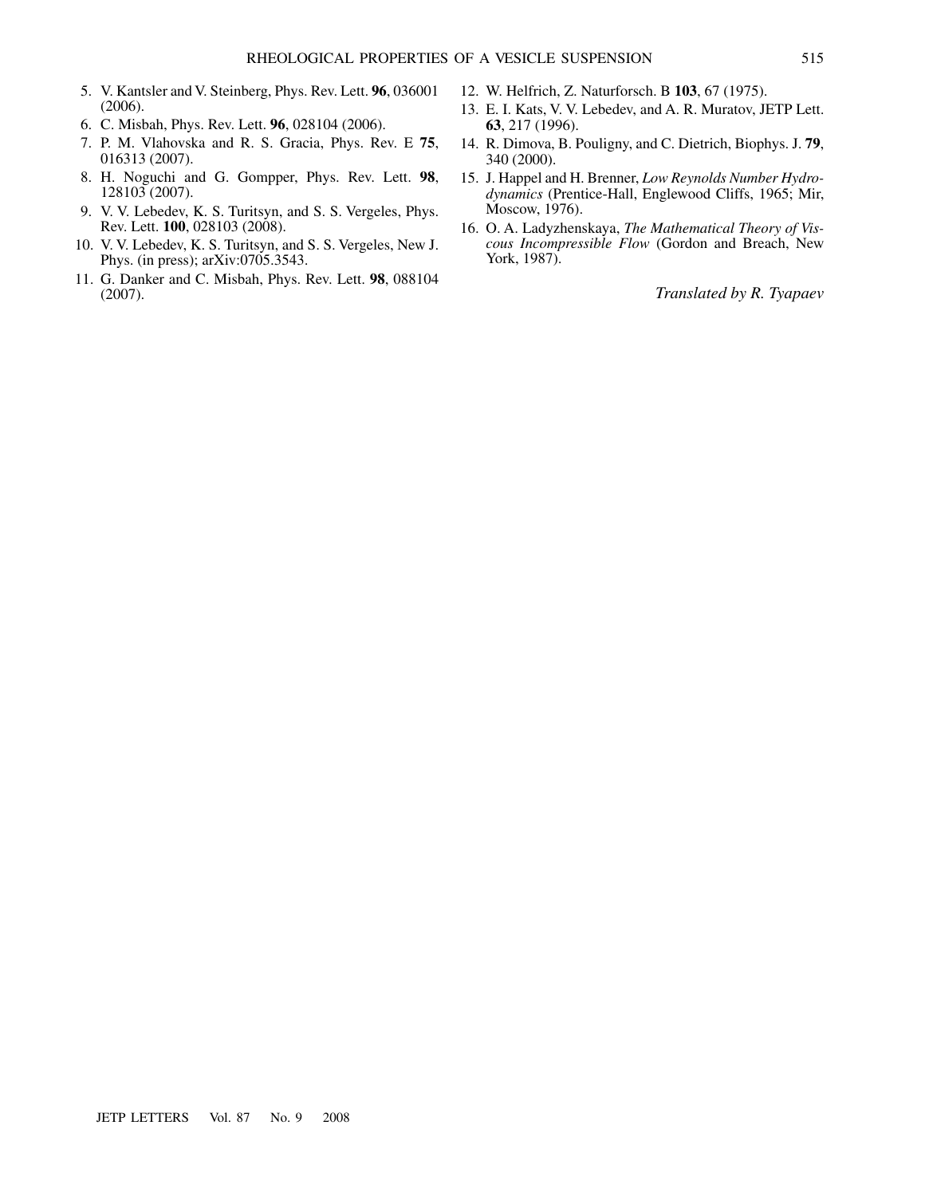5. V. Kantsler and V. Steinberg, Phys. Rev. Lett. **96**, 036001 (2006).
6. C. Misbah, Phys. Rev. Lett. **96**, 028104 (2006).
7. P. M. Vlahovska and R. S. Gracia, Phys. Rev. E **75**, 016313 (2007).
8. H. Noguchi and G. Gompper, Phys. Rev. Lett. **98**, 128103 (2007).
9. V. V. Lebedev, K. S. Turitsyn, and S. S. Vergeles, Phys. Rev. Lett. **100**, 028103 (2008).
10. V. V. Lebedev, K. S. Turitsyn, and S. S. Vergeles, New J. Phys. (in press); arXiv:0705.3543.
11. G. Danker and C. Misbah, Phys. Rev. Lett. **98**, 088104 (2007).
12. W. Helfrich, Z. Naturforsch. B **103**, 67 (1975).
13. E. I. Kats, V. V. Lebedev, and A. R. Muratov, JETP Lett. **63**, 217 (1996).
14. R. Dimova, B. Pouligny, and C. Dietrich, Biophys. J. **79**, 340 (2000).
15. J. Happel and H. Brenner, *Low Reynolds Number Hydrodynamics* (Prentice-Hall, Englewood Cliffs, 1965; Mir, Moscow, 1976).
16. O. A. Ladyzhenskaya, *The Mathematical Theory of Viscous Incompressible Flow* (Gordon and Breach, New York, 1987).

*Translated by R. Tyapaev*